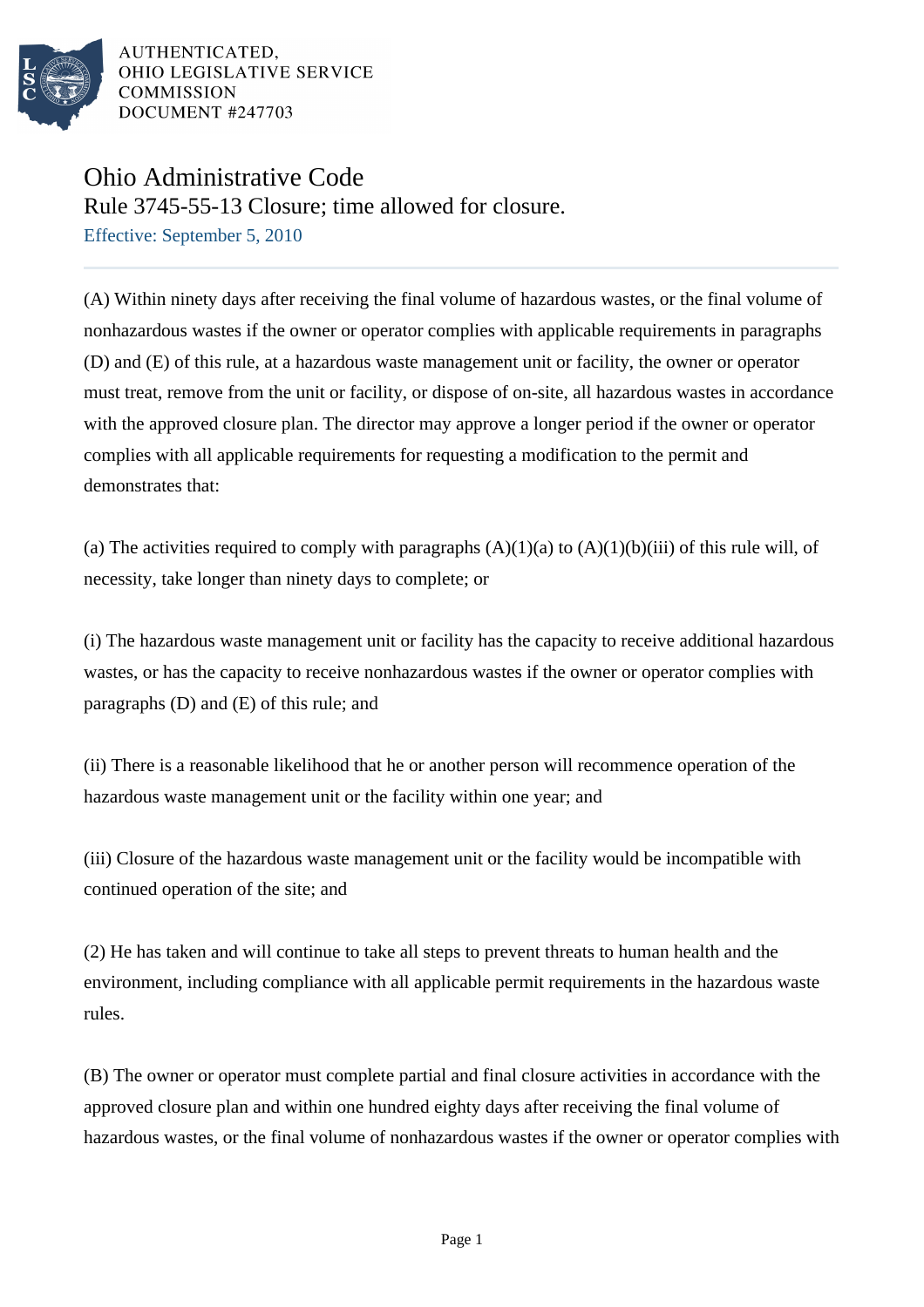AUTHENTICATED,
OHIO LEGISLATIVE SERVICE
COMMISSION
DOCUMENT #247703

# Ohio Administrative Code

## Rule 3745-55-13 Closure; time allowed for closure.

Effective: September 5, 2010

(A) Within ninety days after receiving the final volume of hazardous wastes, or the final volume of nonhazardous wastes if the owner or operator complies with applicable requirements in paragraphs (D) and (E) of this rule, at a hazardous waste management unit or facility, the owner or operator must treat, remove from the unit or facility, or dispose of on-site, all hazardous wastes in accordance with the approved closure plan. The director may approve a longer period if the owner or operator complies with all applicable requirements for requesting a modification to the permit and demonstrates that:

(a) The activities required to comply with paragraphs (A)(1)(a) to (A)(1)(b)(iii) of this rule will, of necessity, take longer than ninety days to complete; or

(i) The hazardous waste management unit or facility has the capacity to receive additional hazardous wastes, or has the capacity to receive nonhazardous wastes if the owner or operator complies with paragraphs (D) and (E) of this rule; and

(ii) There is a reasonable likelihood that he or another person will recommence operation of the hazardous waste management unit or the facility within one year; and

(iii) Closure of the hazardous waste management unit or the facility would be incompatible with continued operation of the site; and

(2) He has taken and will continue to take all steps to prevent threats to human health and the environment, including compliance with all applicable permit requirements in the hazardous waste rules.

(B) The owner or operator must complete partial and final closure activities in accordance with the approved closure plan and within one hundred eighty days after receiving the final volume of hazardous wastes, or the final volume of nonhazardous wastes if the owner or operator complies with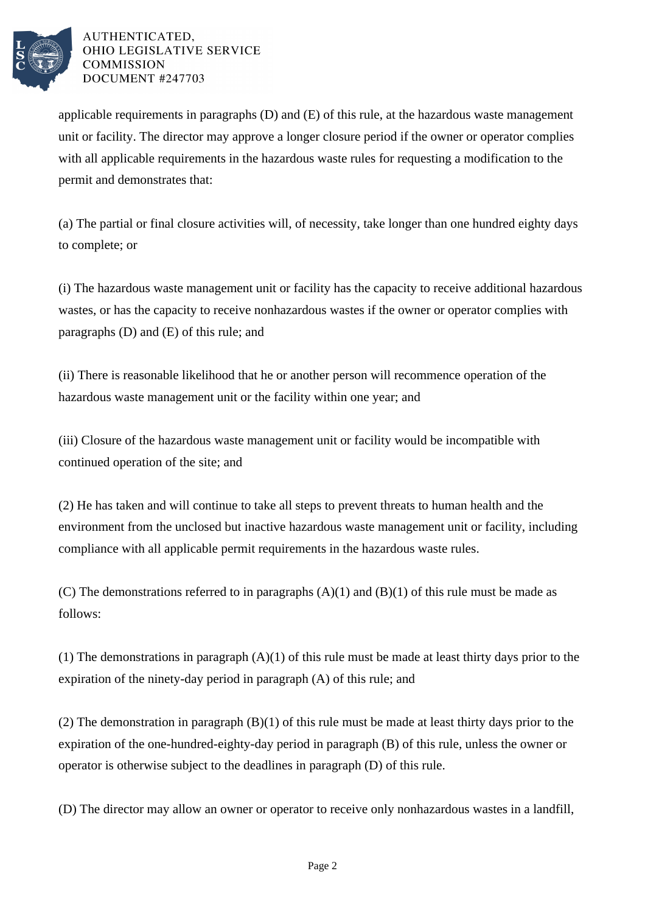applicable requirements in paragraphs (D) and (E) of this rule, at the hazardous waste management unit or facility. The director may approve a longer closure period if the owner or operator complies with all applicable requirements in the hazardous waste rules for requesting a modification to the permit and demonstrates that:

(a) The partial or final closure activities will, of necessity, take longer than one hundred eighty days to complete; or

(i) The hazardous waste management unit or facility has the capacity to receive additional hazardous wastes, or has the capacity to receive nonhazardous wastes if the owner or operator complies with paragraphs (D) and (E) of this rule; and

(ii) There is reasonable likelihood that he or another person will recommence operation of the hazardous waste management unit or the facility within one year; and

(iii) Closure of the hazardous waste management unit or facility would be incompatible with continued operation of the site; and

(2) He has taken and will continue to take all steps to prevent threats to human health and the environment from the unclosed but inactive hazardous waste management unit or facility, including compliance with all applicable permit requirements in the hazardous waste rules.

(C) The demonstrations referred to in paragraphs (A)(1) and (B)(1) of this rule must be made as follows:

(1) The demonstrations in paragraph (A)(1) of this rule must be made at least thirty days prior to the expiration of the ninety-day period in paragraph (A) of this rule; and

(2) The demonstration in paragraph (B)(1) of this rule must be made at least thirty days prior to the expiration of the one-hundred-eighty-day period in paragraph (B) of this rule, unless the owner or operator is otherwise subject to the deadlines in paragraph (D) of this rule.

(D) The director may allow an owner or operator to receive only nonhazardous wastes in a landfill,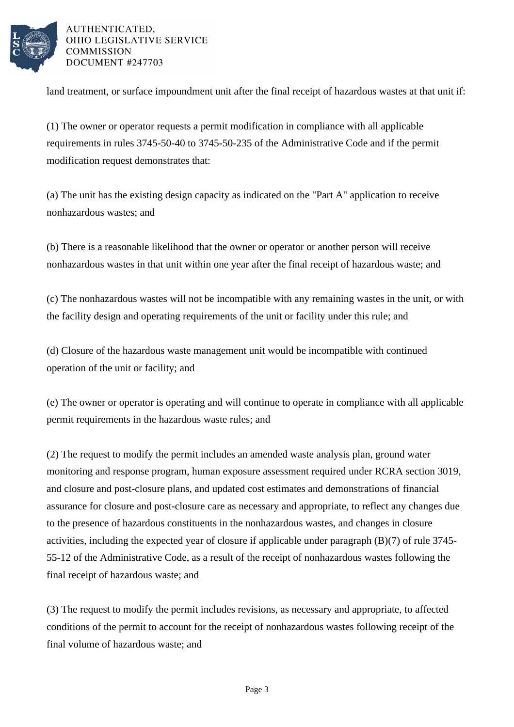land treatment, or surface impoundment unit after the final receipt of hazardous wastes at that unit if:

(1) The owner or operator requests a permit modification in compliance with all applicable requirements in rules 3745-50-40 to 3745-50-235 of the Administrative Code and if the permit modification request demonstrates that:

(a) The unit has the existing design capacity as indicated on the "Part A" application to receive nonhazardous wastes; and

(b) There is a reasonable likelihood that the owner or operator or another person will receive nonhazardous wastes in that unit within one year after the final receipt of hazardous waste; and

(c) The nonhazardous wastes will not be incompatible with any remaining wastes in the unit, or with the facility design and operating requirements of the unit or facility under this rule; and

(d) Closure of the hazardous waste management unit would be incompatible with continued operation of the unit or facility; and

(e) The owner or operator is operating and will continue to operate in compliance with all applicable permit requirements in the hazardous waste rules; and

(2) The request to modify the permit includes an amended waste analysis plan, ground water monitoring and response program, human exposure assessment required under RCRA section 3019, and closure and post-closure plans, and updated cost estimates and demonstrations of financial assurance for closure and post-closure care as necessary and appropriate, to reflect any changes due to the presence of hazardous constituents in the nonhazardous wastes, and changes in closure activities, including the expected year of closure if applicable under paragraph (B)(7) of rule 3745-55-12 of the Administrative Code, as a result of the receipt of nonhazardous wastes following the final receipt of hazardous waste; and

(3) The request to modify the permit includes revisions, as necessary and appropriate, to affected conditions of the permit to account for the receipt of nonhazardous wastes following receipt of the final volume of hazardous waste; and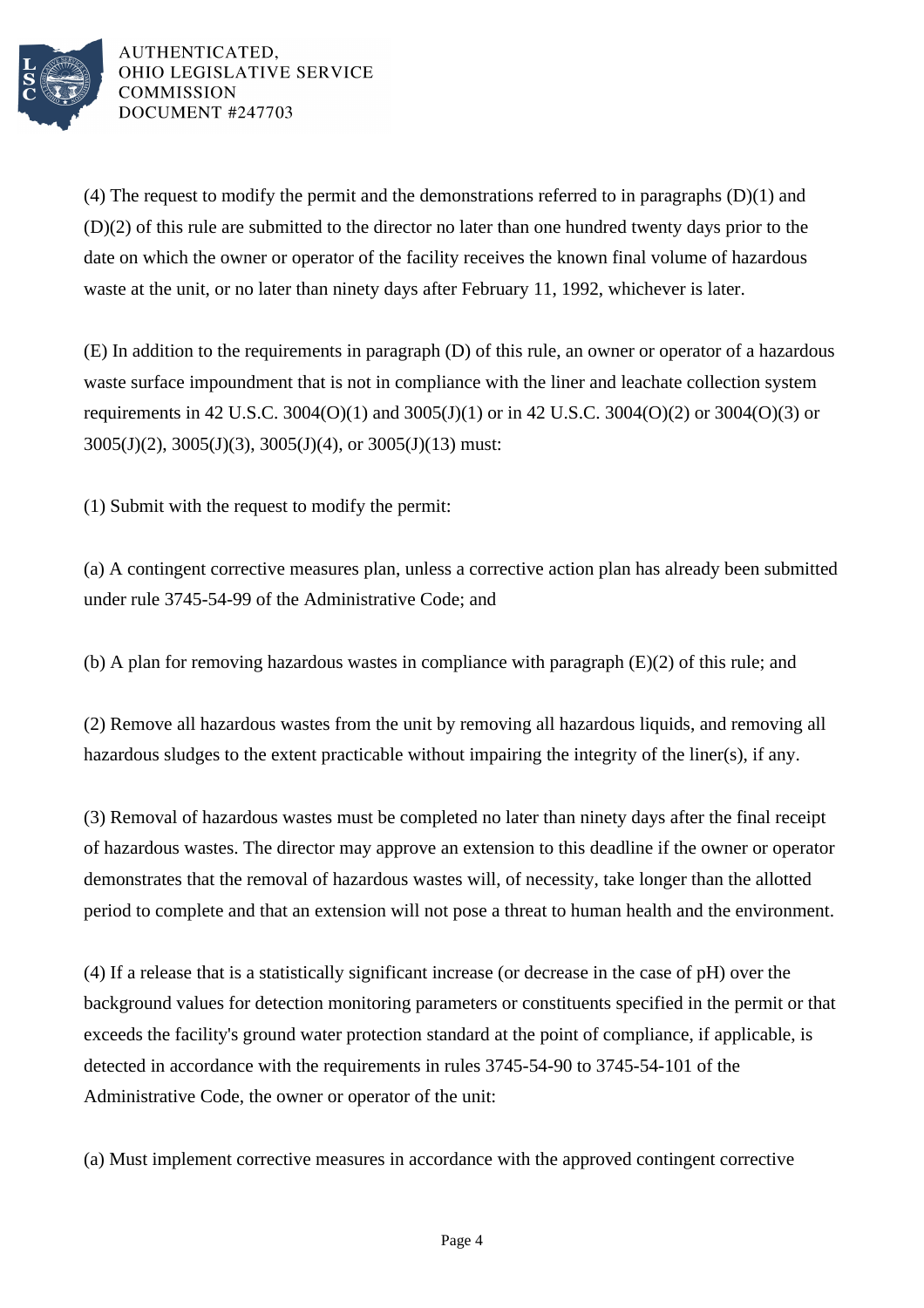(4) The request to modify the permit and the demonstrations referred to in paragraphs (D)(1) and (D)(2) of this rule are submitted to the director no later than one hundred twenty days prior to the date on which the owner or operator of the facility receives the known final volume of hazardous waste at the unit, or no later than ninety days after February 11, 1992, whichever is later.

(E) In addition to the requirements in paragraph (D) of this rule, an owner or operator of a hazardous waste surface impoundment that is not in compliance with the liner and leachate collection system requirements in 42 U.S.C. 3004(O)(1) and 3005(J)(1) or in 42 U.S.C. 3004(O)(2) or 3004(O)(3) or 3005(J)(2), 3005(J)(3), 3005(J)(4), or 3005(J)(13) must:

(1) Submit with the request to modify the permit:

(a) A contingent corrective measures plan, unless a corrective action plan has already been submitted under rule 3745-54-99 of the Administrative Code; and

(b) A plan for removing hazardous wastes in compliance with paragraph (E)(2) of this rule; and

(2) Remove all hazardous wastes from the unit by removing all hazardous liquids, and removing all hazardous sludges to the extent practicable without impairing the integrity of the liner(s), if any.

(3) Removal of hazardous wastes must be completed no later than ninety days after the final receipt of hazardous wastes. The director may approve an extension to this deadline if the owner or operator demonstrates that the removal of hazardous wastes will, of necessity, take longer than the allotted period to complete and that an extension will not pose a threat to human health and the environment.

(4) If a release that is a statistically significant increase (or decrease in the case of pH) over the background values for detection monitoring parameters or constituents specified in the permit or that exceeds the facility's ground water protection standard at the point of compliance, if applicable, is detected in accordance with the requirements in rules 3745-54-90 to 3745-54-101 of the Administrative Code, the owner or operator of the unit:

(a) Must implement corrective measures in accordance with the approved contingent corrective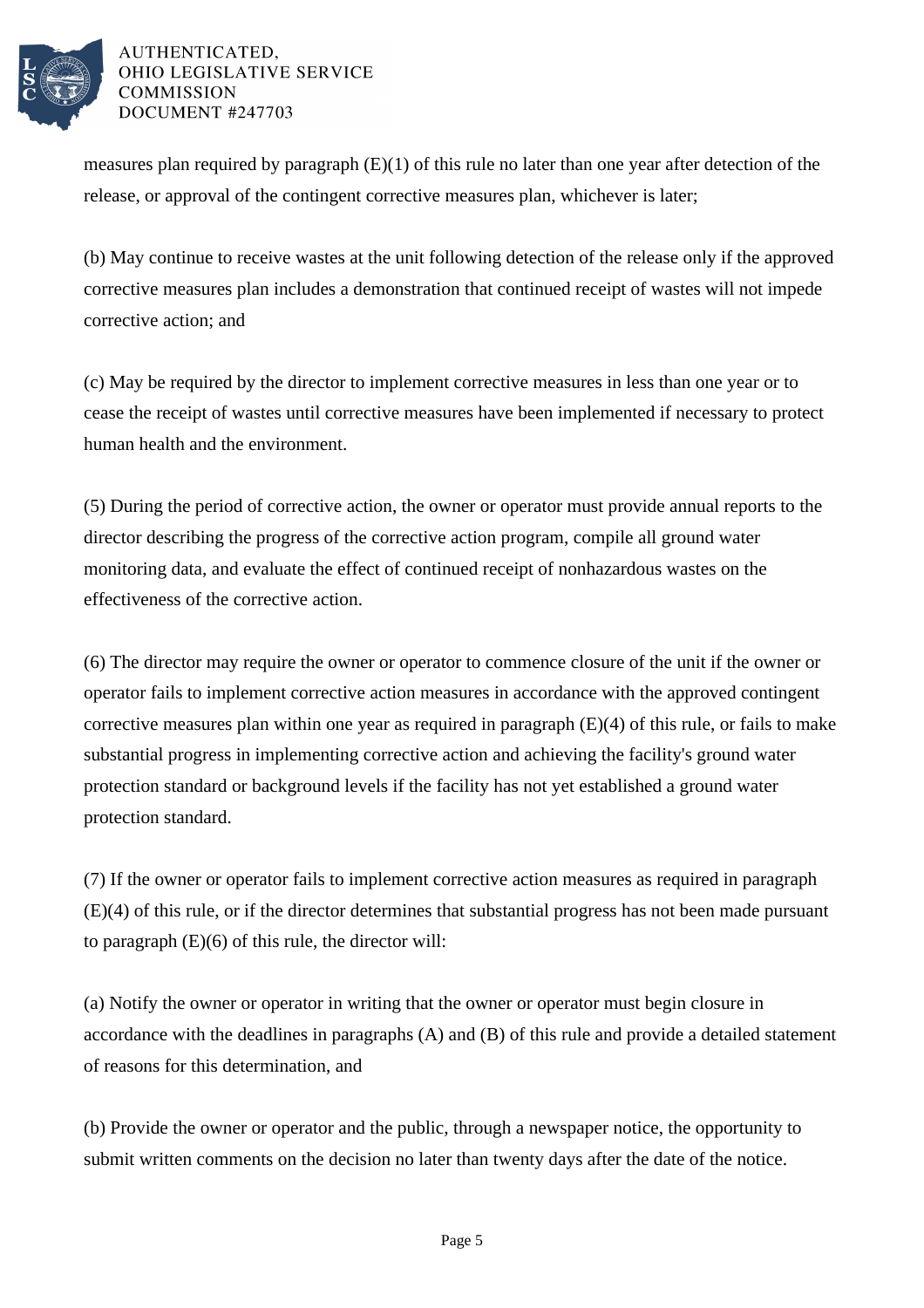measures plan required by paragraph (E)(1) of this rule no later than one year after detection of the release, or approval of the contingent corrective measures plan, whichever is later;

(b) May continue to receive wastes at the unit following detection of the release only if the approved corrective measures plan includes a demonstration that continued receipt of wastes will not impede corrective action; and

(c) May be required by the director to implement corrective measures in less than one year or to cease the receipt of wastes until corrective measures have been implemented if necessary to protect human health and the environment.

(5) During the period of corrective action, the owner or operator must provide annual reports to the director describing the progress of the corrective action program, compile all ground water monitoring data, and evaluate the effect of continued receipt of nonhazardous wastes on the effectiveness of the corrective action.

(6) The director may require the owner or operator to commence closure of the unit if the owner or operator fails to implement corrective action measures in accordance with the approved contingent corrective measures plan within one year as required in paragraph (E)(4) of this rule, or fails to make substantial progress in implementing corrective action and achieving the facility's ground water protection standard or background levels if the facility has not yet established a ground water protection standard.

(7) If the owner or operator fails to implement corrective action measures as required in paragraph (E)(4) of this rule, or if the director determines that substantial progress has not been made pursuant to paragraph (E)(6) of this rule, the director will:

(a) Notify the owner or operator in writing that the owner or operator must begin closure in accordance with the deadlines in paragraphs (A) and (B) of this rule and provide a detailed statement of reasons for this determination, and

(b) Provide the owner or operator and the public, through a newspaper notice, the opportunity to submit written comments on the decision no later than twenty days after the date of the notice.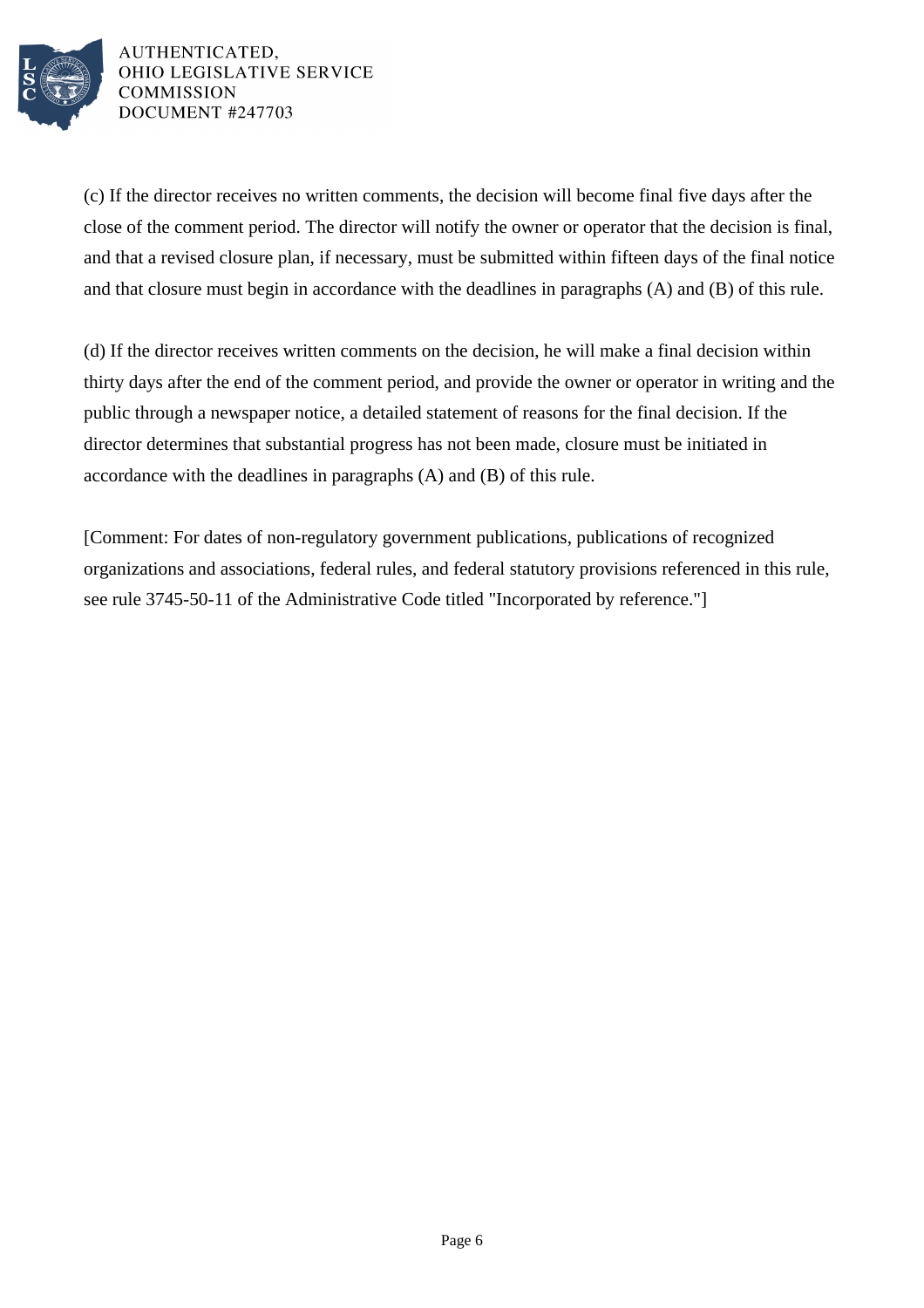(c) If the director receives no written comments, the decision will become final five days after the close of the comment period. The director will notify the owner or operator that the decision is final, and that a revised closure plan, if necessary, must be submitted within fifteen days of the final notice and that closure must begin in accordance with the deadlines in paragraphs (A) and (B) of this rule.

(d) If the director receives written comments on the decision, he will make a final decision within thirty days after the end of the comment period, and provide the owner or operator in writing and the public through a newspaper notice, a detailed statement of reasons for the final decision. If the director determines that substantial progress has not been made, closure must be initiated in accordance with the deadlines in paragraphs (A) and (B) of this rule.

[Comment: For dates of non-regulatory government publications, publications of recognized organizations and associations, federal rules, and federal statutory provisions referenced in this rule, see rule 3745-50-11 of the Administrative Code titled "Incorporated by reference."]